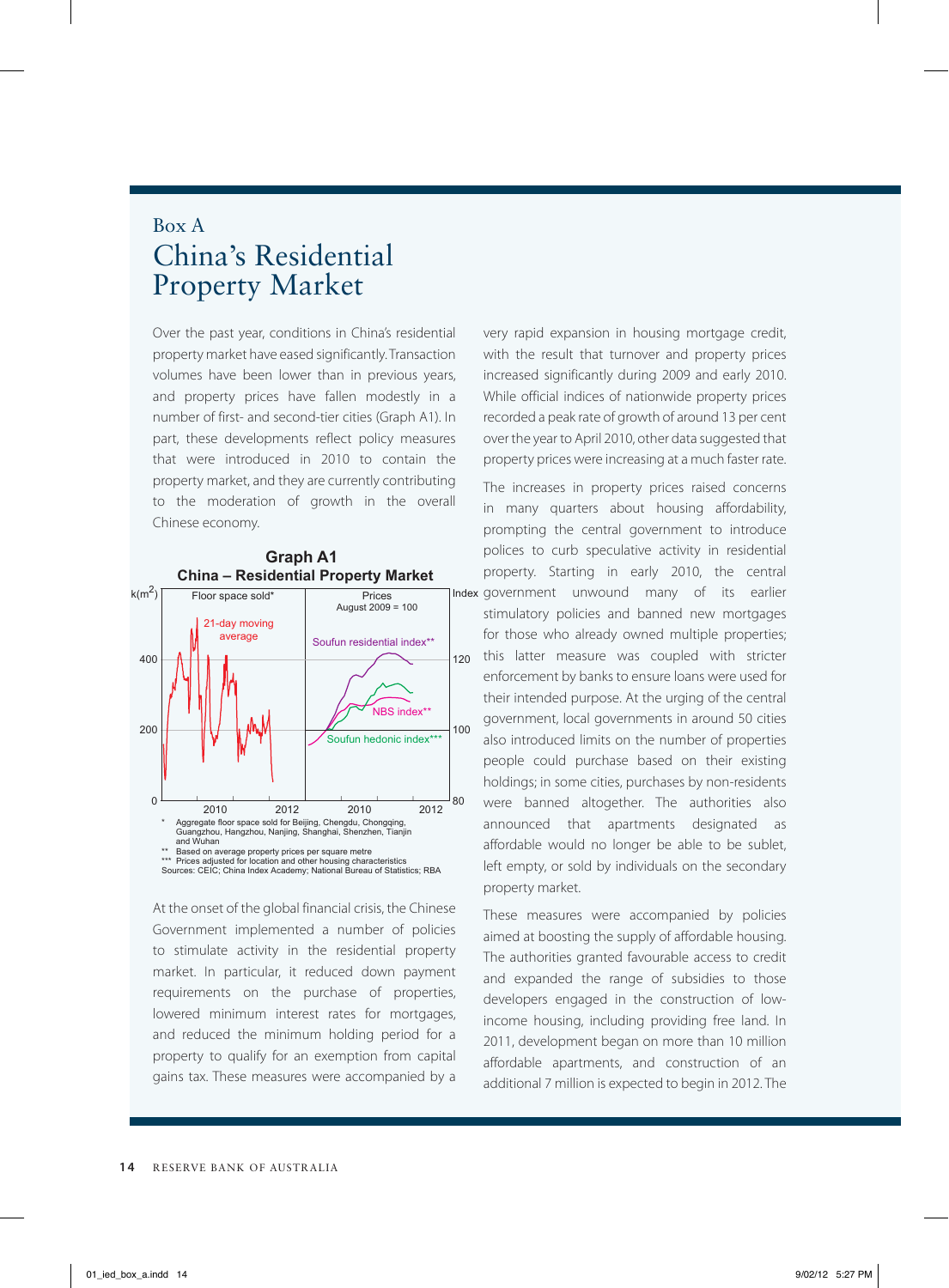Box A

# China's Residential Property Market

Over the past year, conditions in China's residential property market have eased significantly. Transaction volumes have been lower than in previous years, and property prices have fallen modestly in a number of first- and second-tier cities (Graph A1). In part, these developments reflect policy measures that were introduced in 2010 to contain the property market, and they are currently contributing to the moderation of growth in the overall Chinese economy.

**Graph A1**
**China – Residential Property Market**

\* Aggregate floor space sold for Beijing, Chengdu, Chongqing, Guangzhou, Hangzhou, Nanjing, Shanghai, Shenzhen, Tianjin and Wuhan
\*\* Based on average property prices per square metre
\*\*\* Prices adjusted for location and other housing characteristics
Sources: CEIC; China Index Academy; National Bureau of Statistics; RBA

At the onset of the global financial crisis, the Chinese Government implemented a number of policies to stimulate activity in the residential property market. In particular, it reduced down payment requirements on the purchase of properties, lowered minimum interest rates for mortgages, and reduced the minimum holding period for a property to qualify for an exemption from capital gains tax. These measures were accompanied by a very rapid expansion in housing mortgage credit, with the result that turnover and property prices increased significantly during 2009 and early 2010. While official indices of nationwide property prices recorded a peak rate of growth of around 13 per cent over the year to April 2010, other data suggested that property prices were increasing at a much faster rate.

The increases in property prices raised concerns in many quarters about housing affordability, prompting the central government to introduce polices to curb speculative activity in residential property. Starting in early 2010, the central government unwound many of its earlier stimulatory policies and banned new mortgages for those who already owned multiple properties; this latter measure was coupled with stricter enforcement by banks to ensure loans were used for their intended purpose. At the urging of the central government, local governments in around 50 cities also introduced limits on the number of properties people could purchase based on their existing holdings; in some cities, purchases by non-residents were banned altogether. The authorities also announced that apartments designated as affordable would no longer be able to be sublet, left empty, or sold by individuals on the secondary property market.

These measures were accompanied by policies aimed at boosting the supply of affordable housing. The authorities granted favourable access to credit and expanded the range of subsidies to those developers engaged in the construction of low-income housing, including providing free land. In 2011, development began on more than 10 million affordable apartments, and construction of an additional 7 million is expected to begin in 2012. The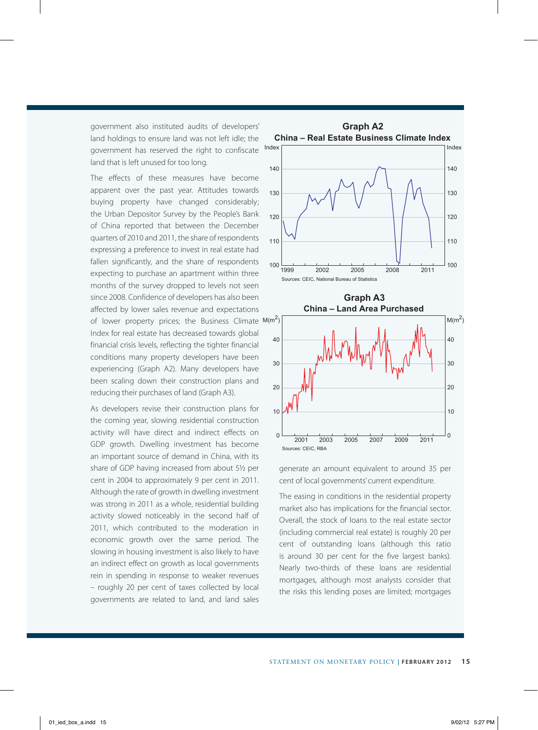government also instituted audits of developers' land holdings to ensure land was not left idle; the government has reserved the right to confiscate land that is left unused for too long.

The effects of these measures have become apparent over the past year. Attitudes towards buying property have changed considerably; the Urban Depositor Survey by the People's Bank of China reported that between the December quarters of 2010 and 2011, the share of respondents expressing a preference to invest in real estate had fallen significantly, and the share of respondents expecting to purchase an apartment within three months of the survey dropped to levels not seen since 2008. Confidence of developers has also been affected by lower sales revenue and expectations of lower property prices; the Business Climate Index for real estate has decreased towards global financial crisis levels, reflecting the tighter financial conditions many property developers have been experiencing (Graph A2). Many developers have been scaling down their construction plans and reducing their purchases of land (Graph A3).

**Graph A2**
**China – Real Estate Business Climate Index**

Sources: CEIC, National Bureau of Statistics

**Graph A3**
**China – Land Area Purchased**

Sources: CEIC, RBA

As developers revise their construction plans for the coming year, slowing residential construction activity will have direct and indirect effects on GDP growth. Dwelling investment has become an important source of demand in China, with its share of GDP having increased from about 5½ per cent in 2004 to approximately 9 per cent in 2011. Although the rate of growth in dwelling investment was strong in 2011 as a whole, residential building activity slowed noticeably in the second half of 2011, which contributed to the moderation in economic growth over the same period. The slowing in housing investment is also likely to have an indirect effect on growth as local governments rein in spending in response to weaker revenues – roughly 20 per cent of taxes collected by local governments are related to land, and land sales generate an amount equivalent to around 35 per cent of local governments' current expenditure.

The easing in conditions in the residential property market also has implications for the financial sector. Overall, the stock of loans to the real estate sector (including commercial real estate) is roughly 20 per cent of outstanding loans (although this ratio is around 30 per cent for the five largest banks). Nearly two-thirds of these loans are residential mortgages, although most analysts consider that the risks this lending poses are limited; mortgages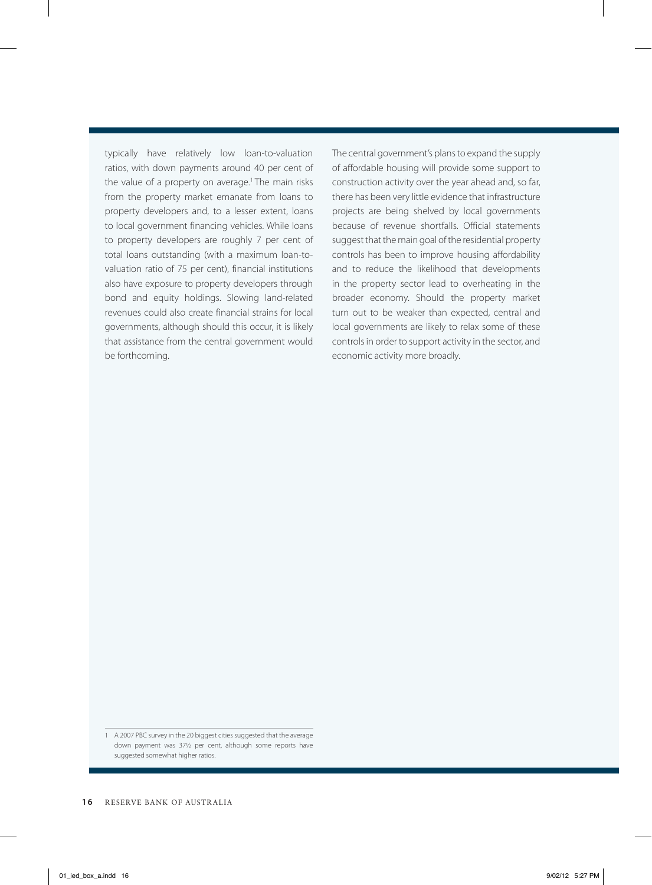typically have relatively low loan-to-valuation ratios, with down payments around 40 per cent of the value of a property on average.[1] The main risks from the property market emanate from loans to property developers and, to a lesser extent, loans to local government financing vehicles. While loans to property developers are roughly 7 per cent of total loans outstanding (with a maximum loan-to-valuation ratio of 75 per cent), financial institutions also have exposure to property developers through bond and equity holdings. Slowing land-related revenues could also create financial strains for local governments, although should this occur, it is likely that assistance from the central government would be forthcoming.

The central government's plans to expand the supply of affordable housing will provide some support to construction activity over the year ahead and, so far, there has been very little evidence that infrastructure projects are being shelved by local governments because of revenue shortfalls. Official statements suggest that the main goal of the residential property controls has been to improve housing affordability and to reduce the likelihood that developments in the property sector lead to overheating in the broader economy. Should the property market turn out to be weaker than expected, central and local governments are likely to relax some of these controls in order to support activity in the sector, and economic activity more broadly.

1 A 2007 PBC survey in the 20 biggest cities suggested that the average down payment was 37½ per cent, although some reports have suggested somewhat higher ratios.